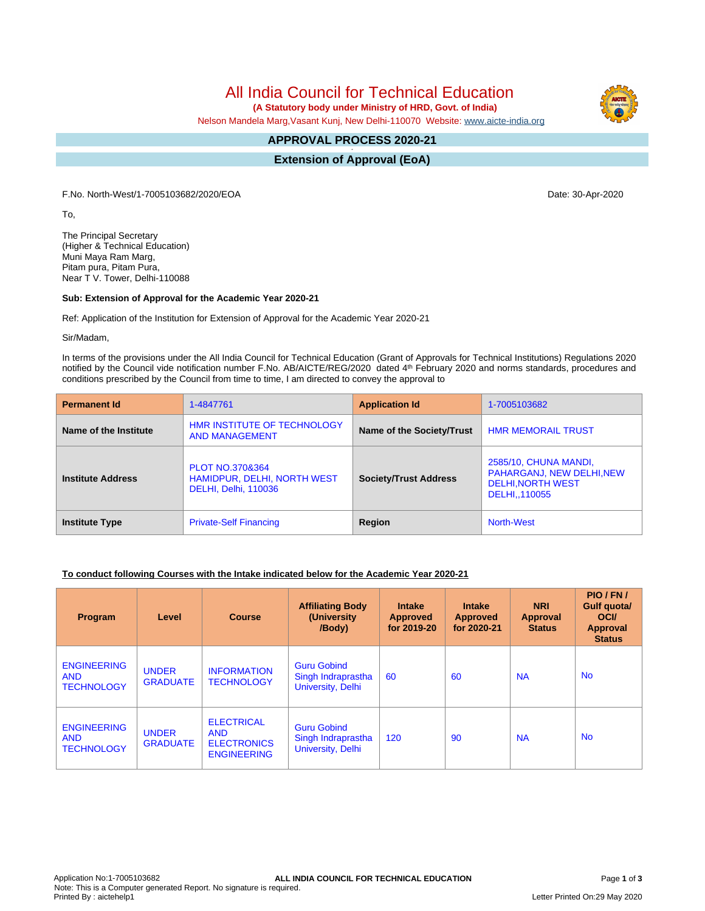# All India Council for Technical Education

**(A Statutory body under Ministry of HRD, Govt. of India)**

Nelson Mandela Marg,Vasant Kunj, New Delhi-110070 Website: www.aicte-india.org

## APPROVAL PROCESS 2020-21

## Extension of Approval (EoA)

F.No. North-West/1-7005103682/2020/EOA

Date: 30-Apr-2020

To,

The Principal Secretary
(Higher & Technical Education)
Muni Maya Ram Marg,
Pitam pura, Pitam Pura,
Near T V. Tower, Delhi-110088

**Sub: Extension of Approval for the Academic Year 2020-21**

Ref: Application of the Institution for Extension of Approval for the Academic Year 2020-21

Sir/Madam,

In terms of the provisions under the All India Council for Technical Education (Grant of Approvals for Technical Institutions) Regulations 2020 notified by the Council vide notification number F.No. AB/AICTE/REG/2020 dated 4th February 2020 and norms standards, procedures and conditions prescribed by the Council from time to time, I am directed to convey the approval to

| **Permanent Id** | 1-4847761 | **Application Id** | 1-7005103682 |
|---|---|---|---|
| **Name of the Institute** | HMR INSTITUTE OF TECHNOLOGY AND MANAGEMENT | **Name of the Society/Trust** | HMR MEMORAIL TRUST |
| **Institute Address** | PLOT NO.370&364 HAMIDPUR, DELHI, NORTH WEST DELHI, Delhi, 110036 | **Society/Trust Address** | 2585/10, CHUNA MANDI, PAHARGANJ, NEW DELHI,NEW DELHI,NORTH WEST DELHI,,110055 |
| **Institute Type** | Private-Self Financing | **Region** | North-West |

**To conduct following Courses with the Intake indicated below for the Academic Year 2020-21**

| Program | Level | Course | Affiliating Body (University /Body) | Intake Approved for 2019-20 | Intake Approved for 2020-21 | NRI Approval Status | PIO / FN / Gulf quota/ OCI/ Approval Status |
|---|---|---|---|---|---|---|---|
| ENGINEERING AND TECHNOLOGY | UNDER GRADUATE | INFORMATION TECHNOLOGY | Guru Gobind Singh Indraprastha University, Delhi | 60 | 60 | NA | No |
| ENGINEERING AND TECHNOLOGY | UNDER GRADUATE | ELECTRICAL AND ELECTRONICS ENGINEERING | Guru Gobind Singh Indraprastha University, Delhi | 120 | 90 | NA | No |

Application No:1-7005103682
Note: This is a Computer generated Report. No signature is required.
Printed By : aictehelp1

Letter Printed On:29 May 2020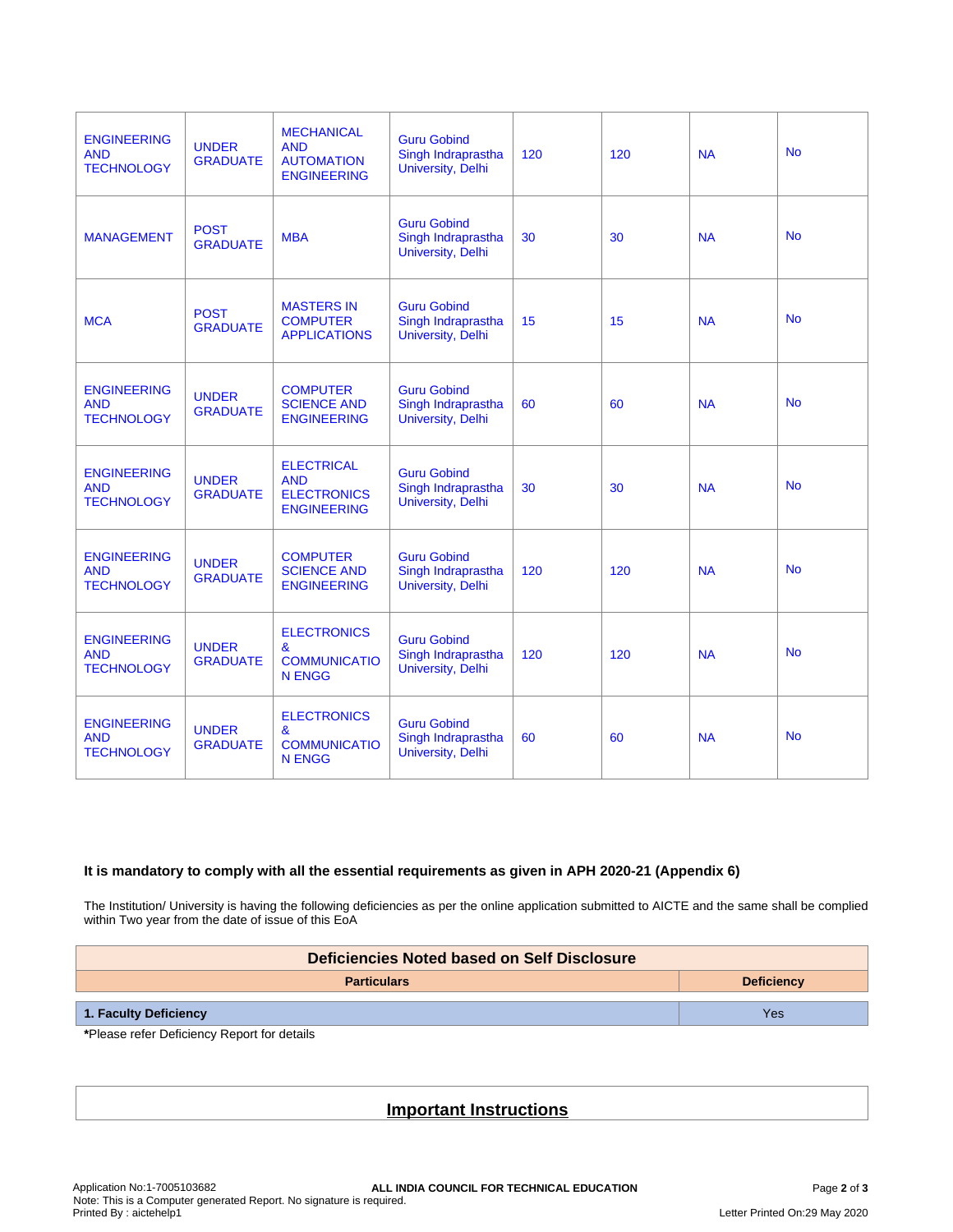| | | | | | | | |
|---|---|---|---|---|---|---|---|
| ENGINEERING AND TECHNOLOGY | UNDER GRADUATE | MECHANICAL AND AUTOMATION ENGINEERING | Guru Gobind Singh Indraprastha University, Delhi | 120 | 120 | NA | No |
| MANAGEMENT | POST GRADUATE | MBA | Guru Gobind Singh Indraprastha University, Delhi | 30 | 30 | NA | No |
| MCA | POST GRADUATE | MASTERS IN COMPUTER APPLICATIONS | Guru Gobind Singh Indraprastha University, Delhi | 15 | 15 | NA | No |
| ENGINEERING AND TECHNOLOGY | UNDER GRADUATE | COMPUTER SCIENCE AND ENGINEERING | Guru Gobind Singh Indraprastha University, Delhi | 60 | 60 | NA | No |
| ENGINEERING AND TECHNOLOGY | UNDER GRADUATE | ELECTRICAL AND ELECTRONICS ENGINEERING | Guru Gobind Singh Indraprastha University, Delhi | 30 | 30 | NA | No |
| ENGINEERING AND TECHNOLOGY | UNDER GRADUATE | COMPUTER SCIENCE AND ENGINEERING | Guru Gobind Singh Indraprastha University, Delhi | 120 | 120 | NA | No |
| ENGINEERING AND TECHNOLOGY | UNDER GRADUATE | ELECTRONICS & COMMUNICATION ENGG | Guru Gobind Singh Indraprastha University, Delhi | 120 | 120 | NA | No |
| ENGINEERING AND TECHNOLOGY | UNDER GRADUATE | ELECTRONICS & COMMUNICATION ENGG | Guru Gobind Singh Indraprastha University, Delhi | 60 | 60 | NA | No |

**It is mandatory to comply with all the essential requirements as given in APH 2020-21 (Appendix 6)**

The Institution/ University is having the following deficiencies as per the online application submitted to AICTE and the same shall be complied within Two year from the date of issue of this EoA

| Deficiencies Noted based on Self Disclosure | |
|---|---|
| **Particulars** | **Deficiency** |
| **1. Faculty Deficiency** | Yes |

***Please refer Deficiency Report for details**

## Important Instructions

Application No:1-7005103682

ALL INDIA COUNCIL FOR TECHNICAL EDUCATION

Note: This is a Computer generated Report. No signature is required.

Printed By : aictehelp1

Letter Printed On:29 May 2020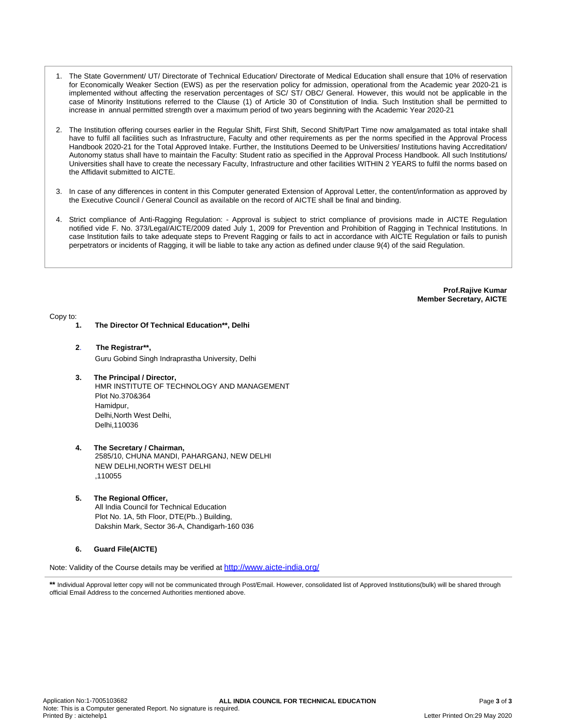1. The State Government/ UT/ Directorate of Technical Education/ Directorate of Medical Education shall ensure that 10% of reservation for Economically Weaker Section (EWS) as per the reservation policy for admission, operational from the Academic year 2020-21 is implemented without affecting the reservation percentages of SC/ ST/ OBC/ General. However, this would not be applicable in the case of Minority Institutions referred to the Clause (1) of Article 30 of Constitution of India. Such Institution shall be permitted to increase in annual permitted strength over a maximum period of two years beginning with the Academic Year 2020-21

2. The Institution offering courses earlier in the Regular Shift, First Shift, Second Shift/Part Time now amalgamated as total intake shall have to fulfil all facilities such as Infrastructure, Faculty and other requirements as per the norms specified in the Approval Process Handbook 2020-21 for the Total Approved Intake. Further, the Institutions Deemed to be Universities/ Institutions having Accreditation/ Autonomy status shall have to maintain the Faculty: Student ratio as specified in the Approval Process Handbook. All such Institutions/ Universities shall have to create the necessary Faculty, Infrastructure and other facilities WITHIN 2 YEARS to fulfil the norms based on the Affidavit submitted to AICTE.

3. In case of any differences in content in this Computer generated Extension of Approval Letter, the content/information as approved by the Executive Council / General Council as available on the record of AICTE shall be final and binding.

4. Strict compliance of Anti-Ragging Regulation: - Approval is subject to strict compliance of provisions made in AICTE Regulation notified vide F. No. 373/Legal/AICTE/2009 dated July 1, 2009 for Prevention and Prohibition of Ragging in Technical Institutions. In case Institution fails to take adequate steps to Prevent Ragging or fails to act in accordance with AICTE Regulation or fails to punish perpetrators or incidents of Ragging, it will be liable to take any action as defined under clause 9(4) of the said Regulation.

**Prof.Rajive Kumar**
**Member Secretary, AICTE**

Copy to:

1. **The Director Of Technical Education\*\*, Delhi**

2. **The Registrar\*\*,**
   Guru Gobind Singh Indraprastha University, Delhi

3. **The Principal / Director,**
   HMR INSTITUTE OF TECHNOLOGY AND MANAGEMENT
   Plot No.370&364
   Hamidpur,
   Delhi,North West Delhi,
   Delhi,110036

4. **The Secretary / Chairman,**
   2585/10, CHUNA MANDI, PAHARGANJ, NEW DELHI
   NEW DELHI,NORTH WEST DELHI
   ,110055

5. **The Regional Officer,**
   All India Council for Technical Education
   Plot No. 1A, 5th Floor, DTE(Pb..) Building,
   Dakshin Mark, Sector 36-A, Chandigarh-160 036

6. **Guard File(AICTE)**

Note: Validity of the Course details may be verified at http://www.aicte-india.org/

**\*\*** Individual Approval letter copy will not be communicated through Post/Email. However, consolidated list of Approved Institutions(bulk) will be shared through official Email Address to the concerned Authorities mentioned above.

Application No:1-7005103682
Note: This is a Computer generated Report. No signature is required.
Printed By : aictehelp1
Letter Printed On:29 May 2020